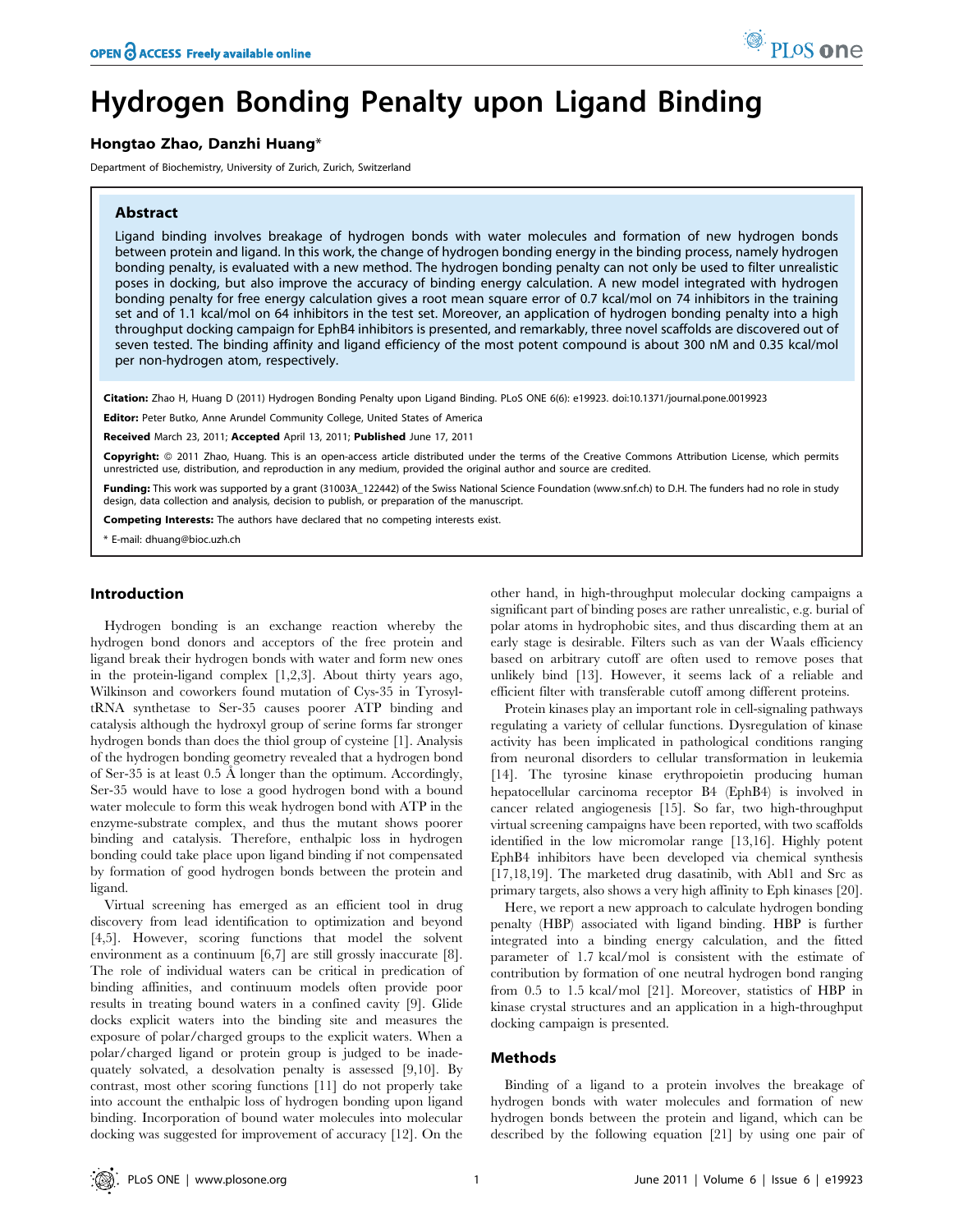# Hydrogen Bonding Penalty upon Ligand Binding

**Hongtao Zhao, Danzhi Huang***

Department of Biochemistry, University of Zurich, Zurich, Switzerland

## Abstract

Ligand binding involves breakage of hydrogen bonds with water molecules and formation of new hydrogen bonds between protein and ligand. In this work, the change of hydrogen bonding energy in the binding process, namely hydrogen bonding penalty, is evaluated with a new method. The hydrogen bonding penalty can not only be used to filter unrealistic poses in docking, but also improve the accuracy of binding energy calculation. A new model integrated with hydrogen bonding penalty for free energy calculation gives a root mean square error of 0.7 kcal/mol on 74 inhibitors in the training set and of 1.1 kcal/mol on 64 inhibitors in the test set. Moreover, an application of hydrogen bonding penalty into a high throughput docking campaign for EphB4 inhibitors is presented, and remarkably, three novel scaffolds are discovered out of seven tested. The binding affinity and ligand efficiency of the most potent compound is about 300 nM and 0.35 kcal/mol per non-hydrogen atom, respectively.

**Citation:** Zhao H, Huang D (2011) Hydrogen Bonding Penalty upon Ligand Binding. PLoS ONE 6(6): e19923. doi:10.1371/journal.pone.0019923

**Editor:** Peter Butko, Anne Arundel Community College, United States of America

**Received** March 23, 2011; **Accepted** April 13, 2011; **Published** June 17, 2011

**Copyright:** © 2011 Zhao, Huang. This is an open-access article distributed under the terms of the Creative Commons Attribution License, which permits unrestricted use, distribution, and reproduction in any medium, provided the original author and source are credited.

**Funding:** This work was supported by a grant (31003A_122442) of the Swiss National Science Foundation (www.snf.ch) to D.H. The funders had no role in study design, data collection and analysis, decision to publish, or preparation of the manuscript.

**Competing Interests:** The authors have declared that no competing interests exist.

* E-mail: dhuang@bioc.uzh.ch

## Introduction

Hydrogen bonding is an exchange reaction whereby the hydrogen bond donors and acceptors of the free protein and ligand break their hydrogen bonds with water and form new ones in the protein-ligand complex [1,2,3]. About thirty years ago, Wilkinson and coworkers found mutation of Cys-35 in Tyrosyl-tRNA synthetase to Ser-35 causes poorer ATP binding and catalysis although the hydroxyl group of serine forms far stronger hydrogen bonds than does the thiol group of cysteine [1]. Analysis of the hydrogen bonding geometry revealed that a hydrogen bond of Ser-35 is at least 0.5 Å longer than the optimum. Accordingly, Ser-35 would have to lose a good hydrogen bond with a bound water molecule to form this weak hydrogen bond with ATP in the enzyme-substrate complex, and thus the mutant shows poorer binding and catalysis. Therefore, enthalpic loss in hydrogen bonding could take place upon ligand binding if not compensated by formation of good hydrogen bonds between the protein and ligand.

Virtual screening has emerged as an efficient tool in drug discovery from lead identification to optimization and beyond [4,5]. However, scoring functions that model the solvent environment as a continuum [6,7] are still grossly inaccurate [8]. The role of individual waters can be critical in predication of binding affinities, and continuum models often provide poor results in treating bound waters in a confined cavity [9]. Glide docks explicit waters into the binding site and measures the exposure of polar/charged groups to the explicit waters. When a polar/charged ligand or protein group is judged to be inadequately solvated, a desolvation penalty is assessed [9,10]. By contrast, most other scoring functions [11] do not properly take into account the enthalpic loss of hydrogen bonding upon ligand binding. Incorporation of bound water molecules into molecular docking was suggested for improvement of accuracy [12]. On the other hand, in high-throughput molecular docking campaigns a significant part of binding poses are rather unrealistic, e.g. burial of polar atoms in hydrophobic sites, and thus discarding them at an early stage is desirable. Filters such as van der Waals efficiency based on arbitrary cutoff are often used to remove poses that unlikely bind [13]. However, it seems lack of a reliable and efficient filter with transferable cutoff among different proteins.

Protein kinases play an important role in cell-signaling pathways regulating a variety of cellular functions. Dysregulation of kinase activity has been implicated in pathological conditions ranging from neuronal disorders to cellular transformation in leukemia [14]. The tyrosine kinase erythropoietin producing human hepatocellular carcinoma receptor B4 (EphB4) is involved in cancer related angiogenesis [15]. So far, two high-throughput virtual screening campaigns have been reported, with two scaffolds identified in the low micromolar range [13,16]. Highly potent EphB4 inhibitors have been developed via chemical synthesis [17,18,19]. The marketed drug dasatinib, with Abl1 and Src as primary targets, also shows a very high affinity to Eph kinases [20].

Here, we report a new approach to calculate hydrogen bonding penalty (HBP) associated with ligand binding. HBP is further integrated into a binding energy calculation, and the fitted parameter of 1.7 kcal/mol is consistent with the estimate of contribution by formation of one neutral hydrogen bond ranging from 0.5 to 1.5 kcal/mol [21]. Moreover, statistics of HBP in kinase crystal structures and an application in a high-throughput docking campaign is presented.

## Methods

Binding of a ligand to a protein involves the breakage of hydrogen bonds with water molecules and formation of new hydrogen bonds between the protein and ligand, which can be described by the following equation [21] by using one pair of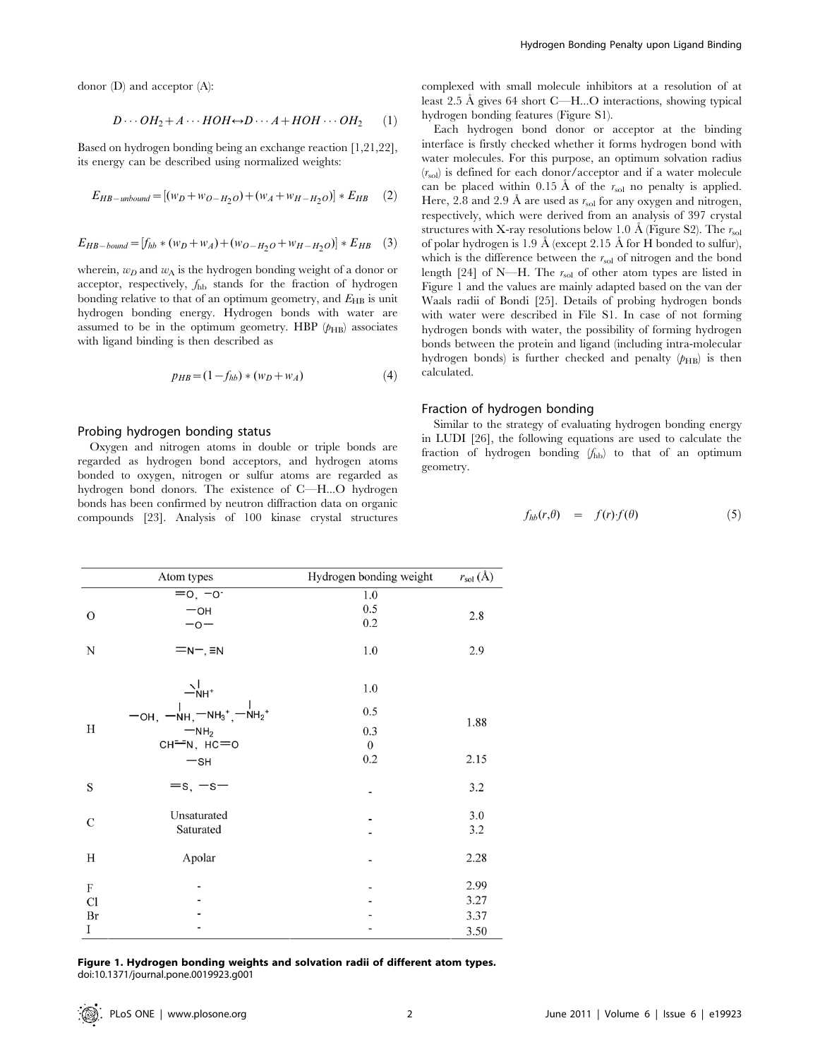donor (D) and acceptor (A):

$$D \cdots OH_2 + A \cdots HOH \leftrightarrow D \cdots A + HOH \cdots OH_2 \quad (1)$$

Based on hydrogen bonding being an exchange reaction [1,21,22], its energy can be described using normalized weights:

$$E_{HB-unbound} = [(w_D + w_{O-H_2O}) + (w_A + w_{H-H_2O})] * E_{HB} \quad (2)$$

$$E_{HB-bound} = [f_{hb} * (w_D + w_A) + (w_{O-H_2O} + w_{H-H_2O})] * E_{HB} \quad (3)$$

wherein, $w_D$ and $w_A$ is the hydrogen bonding weight of a donor or acceptor, respectively, $f_{hb}$ stands for the fraction of hydrogen bonding relative to that of an optimum geometry, and $E_{HB}$ is unit hydrogen bonding energy. Hydrogen bonds with water are assumed to be in the optimum geometry. HBP ($p_{HB}$) associates with ligand binding is then described as

$$p_{HB} = (1 - f_{hb}) * (w_D + w_A) \quad (4)$$

## Probing hydrogen bonding status

Oxygen and nitrogen atoms in double or triple bonds are regarded as hydrogen bond acceptors, and hydrogen atoms bonded to oxygen, nitrogen or sulfur atoms are regarded as hydrogen bond donors. The existence of C—H...O hydrogen bonds has been confirmed by neutron diffraction data on organic compounds [23]. Analysis of 100 kinase crystal structures complexed with small molecule inhibitors at a resolution of at least 2.5 Å gives 64 short C—H...O interactions, showing typical hydrogen bonding features (Figure S1).

Each hydrogen bond donor or acceptor at the binding interface is firstly checked whether it forms hydrogen bond with water molecules. For this purpose, an optimum solvation radius ($r_{sol}$) is defined for each donor/acceptor and if a water molecule can be placed within 0.15 Å of the $r_{sol}$ no penalty is applied. Here, 2.8 and 2.9 Å are used as $r_{sol}$ for any oxygen and nitrogen, respectively, which were derived from an analysis of 397 crystal structures with X-ray resolutions below 1.0 Å (Figure S2). The $r_{sol}$ of polar hydrogen is 1.9 Å (except 2.15 Å for H bonded to sulfur), which is the difference between the $r_{sol}$ of nitrogen and the bond length [24] of N—H. The $r_{sol}$ of other atom types are listed in Figure 1 and the values are mainly adapted based on the van der Waals radii of Bondi [25]. Details of probing hydrogen bonds with water were described in File S1. In case of not forming hydrogen bonds with water, the possibility of forming hydrogen bonds between the protein and ligand (including intra-molecular hydrogen bonds) is further checked and penalty ($p_{HB}$) is then calculated.

## Fraction of hydrogen bonding

Similar to the strategy of evaluating hydrogen bonding energy in LUDI [26], the following equations are used to calculate the fraction of hydrogen bonding ($f_{hb}$) to that of an optimum geometry.

$$f_{hb}(r, \theta) = f(r) \cdot f(\theta) \quad (5)$$

| | Atom types | Hydrogen bonding weight | $r_{sol}$ (Å) |
|---|---|---|---|
| O | =O, —O⁻ | 1.0 | 2.8 |
| | —OH | 0.5 | |
| | —O— | 0.2 | |
| N | =N—, ≡N | 1.0 | 2.9 |
| H | $\mathrm{-NH^+}$ (tertiary) | 1.0 | 1.88 |
| | —OH, —NH (secondary), $-NH_3^+$, $-NH_2^+$ (secondary) | 0.5 | |
| | $-NH_2$ | 0.3 | |
| | CH=N, HC=O | 0 | |
| | —SH | 0.2 | 2.15 |
| S | =S, —S— | - | 3.2 |
| C | Unsaturated | - | 3.0 |
| | Saturated | - | 3.2 |
| H | Apolar | - | 2.28 |
| F | - | - | 2.99 |
| Cl | - | - | 3.27 |
| Br | - | - | 3.37 |
| I | - | - | 3.50 |

**Figure 1. Hydrogen bonding weights and solvation radii of different atom types.**
doi:10.1371/journal.pone.0019923.g001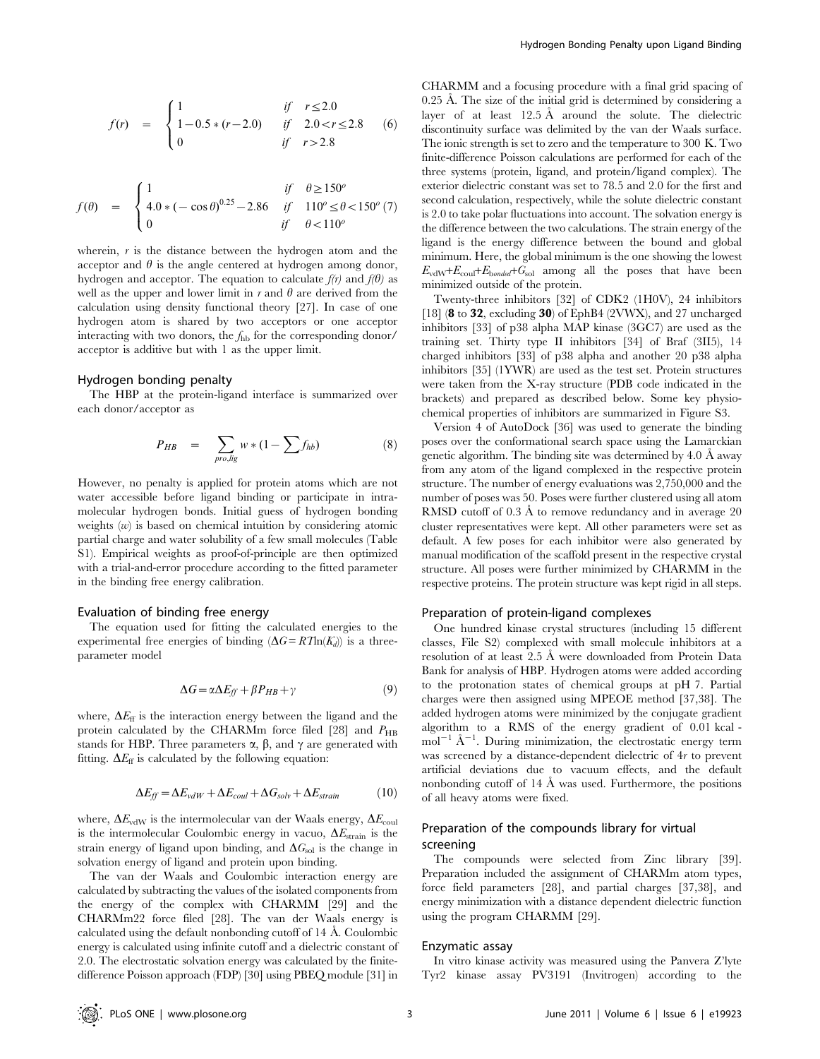$$f(r) = \begin{cases} 1 & if \quad r \leq 2.0 \\ 1 - 0.5*(r-2.0) & if \quad 2.0 < r \leq 2.8 \\ 0 & if \quad r > 2.8 \end{cases} \quad (6)$$

$$f(\theta) = \begin{cases} 1 & if \quad \theta \geq 150^o \\ 4.0*(-\cos\theta)^{0.25} - 2.86 & if \quad 110^o \leq \theta < 150^o \\ 0 & if \quad \theta < 110^o \end{cases} \quad (7)$$

wherein, $r$ is the distance between the hydrogen atom and the acceptor and $\theta$ is the angle centered at hydrogen among donor, hydrogen and acceptor. The equation to calculate $f(r)$ and $f(\theta)$ as well as the upper and lower limit in $r$ and $\theta$ are derived from the calculation using density functional theory [27]. In case of one hydrogen atom is shared by two acceptors or one acceptor interacting with two donors, the $f_{hb}$ for the corresponding donor/acceptor is additive but with 1 as the upper limit.

### Hydrogen bonding penalty

The HBP at the protein-ligand interface is summarized over each donor/acceptor as

$$P_{HB} = \sum_{pro,lig} w * \left(1 - \sum f_{hb}\right) \quad (8)$$

However, no penalty is applied for protein atoms which are not water accessible before ligand binding or participate in intramolecular hydrogen bonds. Initial guess of hydrogen bonding weights ($w$) is based on chemical intuition by considering atomic partial charge and water solubility of a few small molecules (Table S1). Empirical weights as proof-of-principle are then optimized with a trial-and-error procedure according to the fitted parameter in the binding free energy calibration.

### Evaluation of binding free energy

The equation used for fitting the calculated energies to the experimental free energies of binding ($\Delta G = RT\ln(K_d)$) is a three-parameter model

$$\Delta G = \alpha \Delta E_{ff} + \beta P_{HB} + \gamma \quad (9)$$

where, $\Delta E_{ff}$ is the interaction energy between the ligand and the protein calculated by the CHARMm force filed [28] and $P_{HB}$ stands for HBP. Three parameters α, β, and γ are generated with fitting. $\Delta E_{ff}$ is calculated by the following equation:

$$\Delta E_{ff} = \Delta E_{vdW} + \Delta E_{coul} + \Delta G_{solv} + \Delta E_{strain} \quad (10)$$

where, $\Delta E_{vdW}$ is the intermolecular van der Waals energy, $\Delta E_{coul}$ is the intermolecular Coulombic energy in vacuo, $\Delta E_{strain}$ is the strain energy of ligand upon binding, and $\Delta G_{sol}$ is the change in solvation energy of ligand and protein upon binding.

The van der Waals and Coulombic interaction energy are calculated by subtracting the values of the isolated components from the energy of the complex with CHARMM [29] and the CHARMm22 force filed [28]. The van der Waals energy is calculated using the default nonbonding cutoff of 14 Å. Coulombic energy is calculated using infinite cutoff and a dielectric constant of 2.0. The electrostatic solvation energy was calculated by the finite-difference Poisson approach (FDP) [30] using PBEQ module [31] in CHARMM and a focusing procedure with a final grid spacing of 0.25 Å. The size of the initial grid is determined by considering a layer of at least 12.5 Å around the solute. The dielectric discontinuity surface was delimited by the van der Waals surface. The ionic strength is set to zero and the temperature to 300 K. Two finite-difference Poisson calculations are performed for each of the three systems (protein, ligand, and protein/ligand complex). The exterior dielectric constant was set to 78.5 and 2.0 for the first and second calculation, respectively, while the solute dielectric constant is 2.0 to take polar fluctuations into account. The solvation energy is the difference between the two calculations. The strain energy of the ligand is the energy difference between the bound and global minimum. Here, the global minimum is the one showing the lowest $E_{vdW}$+$E_{coul}$+$E_{bonded}$+$G_{sol}$ among all the poses that have been minimized outside of the protein.

Twenty-three inhibitors [32] of CDK2 (1H0V), 24 inhibitors [18] (**8** to **32**, excluding **30**) of EphB4 (2VWX), and 27 uncharged inhibitors [33] of p38 alpha MAP kinase (3GC7) are used as the training set. Thirty type II inhibitors [34] of Braf (3II5), 14 charged inhibitors [33] of p38 alpha and another 20 p38 alpha inhibitors [35] (1YWR) are used as the test set. Protein structures were taken from the X-ray structure (PDB code indicated in the brackets) and prepared as described below. Some key physiochemical properties of inhibitors are summarized in Figure S3.

Version 4 of AutoDock [36] was used to generate the binding poses over the conformational search space using the Lamarckian genetic algorithm. The binding site was determined by 4.0 Å away from any atom of the ligand complexed in the respective protein structure. The number of energy evaluations was 2,750,000 and the number of poses was 50. Poses were further clustered using all atom RMSD cutoff of 0.3 Å to remove redundancy and in average 20 cluster representatives were kept. All other parameters were set as default. A few poses for each inhibitor were also generated by manual modification of the scaffold present in the respective crystal structure. All poses were further minimized by CHARMM in the respective proteins. The protein structure was kept rigid in all steps.

### Preparation of protein-ligand complexes

One hundred kinase crystal structures (including 15 different classes, File S2) complexed with small molecule inhibitors at a resolution of at least 2.5 Å were downloaded from Protein Data Bank for analysis of HBP. Hydrogen atoms were added according to the protonation states of chemical groups at pH 7. Partial charges were then assigned using MPEOE method [37,38]. The added hydrogen atoms were minimized by the conjugate gradient algorithm to a RMS of the energy gradient of 0.01 kcal $mol^{-1}$ $Å^{-1}$. During minimization, the electrostatic energy term was screened by a distance-dependent dielectric of $4r$ to prevent artificial deviations due to vacuum effects, and the default nonbonding cutoff of 14 Å was used. Furthermore, the positions of all heavy atoms were fixed.

### Preparation of the compounds library for virtual screening

The compounds were selected from Zinc library [39]. Preparation included the assignment of CHARMm atom types, force field parameters [28], and partial charges [37,38], and energy minimization with a distance dependent dielectric function using the program CHARMM [29].

### Enzymatic assay

In vitro kinase activity was measured using the Panvera Z'lyte Tyr2 kinase assay PV3191 (Invitrogen) according to the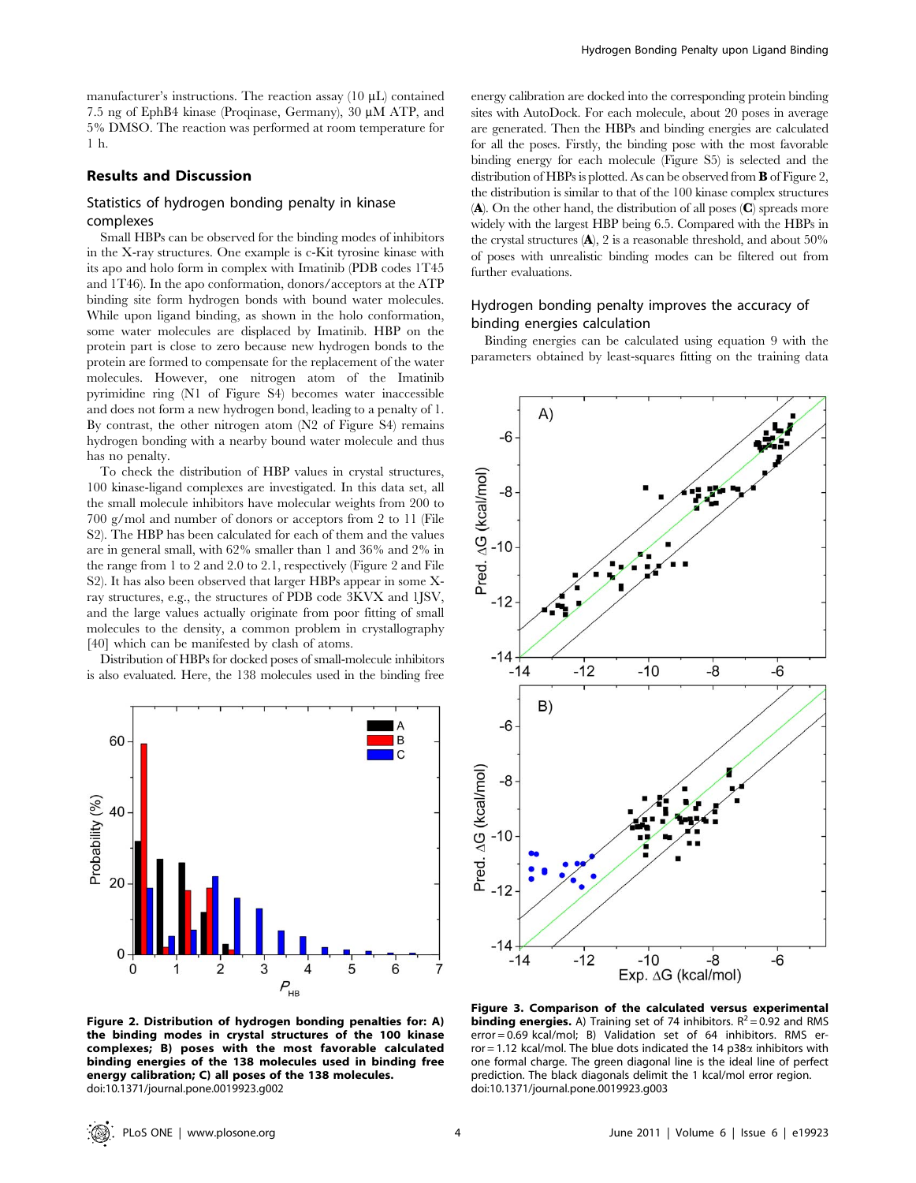manufacturer's instructions. The reaction assay (10 µL) contained 7.5 ng of EphB4 kinase (Proqinase, Germany), 30 µM ATP, and 5% DMSO. The reaction was performed at room temperature for 1 h.

## Results and Discussion

### Statistics of hydrogen bonding penalty in kinase complexes

Small HBPs can be observed for the binding modes of inhibitors in the X-ray structures. One example is c-Kit tyrosine kinase with its apo and holo form in complex with Imatinib (PDB codes 1T45 and 1T46). In the apo conformation, donors/acceptors at the ATP binding site form hydrogen bonds with bound water molecules. While upon ligand binding, as shown in the holo conformation, some water molecules are displaced by Imatinib. HBP on the protein part is close to zero because new hydrogen bonds to the protein are formed to compensate for the replacement of the water molecules. However, one nitrogen atom of the Imatinib pyrimidine ring (N1 of Figure S4) becomes water inaccessible and does not form a new hydrogen bond, leading to a penalty of 1. By contrast, the other nitrogen atom (N2 of Figure S4) remains hydrogen bonding with a nearby bound water molecule and thus has no penalty.

To check the distribution of HBP values in crystal structures, 100 kinase-ligand complexes are investigated. In this data set, all the small molecule inhibitors have molecular weights from 200 to 700 g/mol and number of donors or acceptors from 2 to 11 (File S2). The HBP has been calculated for each of them and the values are in general small, with 62% smaller than 1 and 36% and 2% in the range from 1 to 2 and 2.0 to 2.1, respectively (Figure 2 and File S2). It has also been observed that larger HBPs appear in some X-ray structures, e.g., the structures of PDB code 3KVX and 1JSV, and the large values actually originate from poor fitting of small molecules to the density, a common problem in crystallography [40] which can be manifested by clash of atoms.

Distribution of HBPs for docked poses of small-molecule inhibitors is also evaluated. Here, the 138 molecules used in the binding free energy calibration are docked into the corresponding protein binding sites with AutoDock. For each molecule, about 20 poses in average are generated. Then the HBPs and binding energies are calculated for all the poses. Firstly, the binding pose with the most favorable binding energy for each molecule (Figure S5) is selected and the distribution of HBPs is plotted. As can be observed from **B** of Figure 2, the distribution is similar to that of the 100 kinase complex structures (**A**). On the other hand, the distribution of all poses (**C**) spreads more widely with the largest HBP being 6.5. Compared with the HBPs in the crystal structures (**A**), 2 is a reasonable threshold, and about 50% of poses with unrealistic binding modes can be filtered out from further evaluations.

**Figure 2. Distribution of hydrogen bonding penalties for: A) the binding modes in crystal structures of the 100 kinase complexes; B) poses with the most favorable calculated binding energies of the 138 molecules used in binding free energy calibration; C) all poses of the 138 molecules.**
doi:10.1371/journal.pone.0019923.g002

### Hydrogen bonding penalty improves the accuracy of binding energies calculation

Binding energies can be calculated using equation 9 with the parameters obtained by least-squares fitting on the training data

**Figure 3. Comparison of the calculated versus experimental binding energies.** A) Training set of 74 inhibitors. $R^2 = 0.92$ and RMS error = 0.69 kcal/mol; B) Validation set of 64 inhibitors. RMS error = 1.12 kcal/mol. The blue dots indicated the 14 p38α inhibitors with one formal charge. The green diagonal line is the ideal line of perfect prediction. The black diagonals delimit the 1 kcal/mol error region.
doi:10.1371/journal.pone.0019923.g003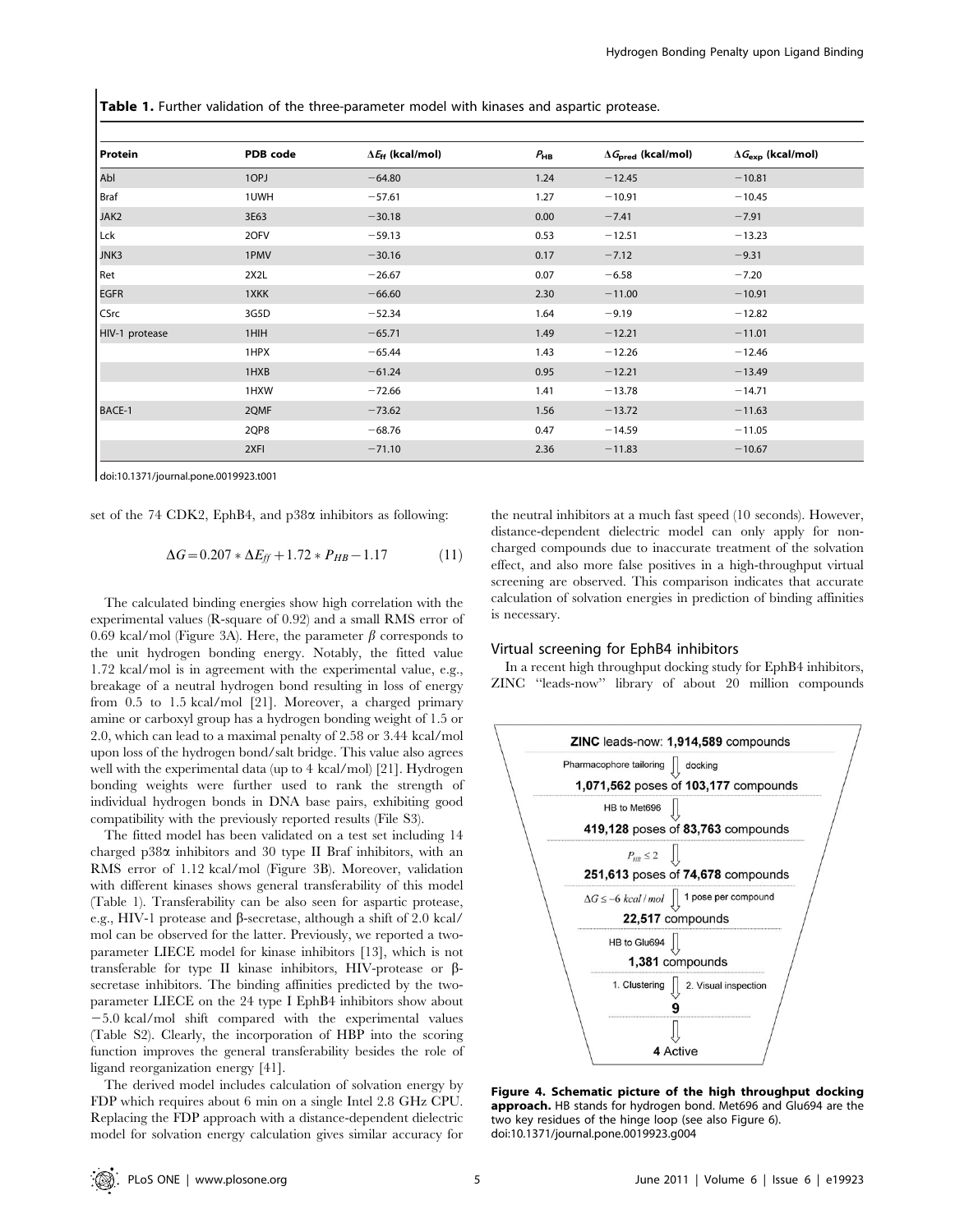**Table 1.** Further validation of the three-parameter model with kinases and aspartic protease.

| Protein | PDB code | $\Delta E_{ff}$ (kcal/mol) | $P_{HB}$ | $\Delta G_{pred}$ (kcal/mol) | $\Delta G_{exp}$ (kcal/mol) |
|---|---|---|---|---|---|
| Abl | 1OPJ | −64.80 | 1.24 | −12.45 | −10.81 |
| Braf | 1UWH | −57.61 | 1.27 | −10.91 | −10.45 |
| JAK2 | 3E63 | −30.18 | 0.00 | −7.41 | −7.91 |
| Lck | 2OFV | −59.13 | 0.53 | −12.51 | −13.23 |
| JNK3 | 1PMV | −30.16 | 0.17 | −7.12 | −9.31 |
| Ret | 2X2L | −26.67 | 0.07 | −6.58 | −7.20 |
| EGFR | 1XKK | −66.60 | 2.30 | −11.00 | −10.91 |
| CSrc | 3G5D | −52.34 | 1.64 | −9.19 | −12.82 |
| HIV-1 protease | 1HIH | −65.71 | 1.49 | −12.21 | −11.01 |
| | 1HPX | −65.44 | 1.43 | −12.26 | −12.46 |
| | 1HXB | −61.24 | 0.95 | −12.21 | −13.49 |
| | 1HXW | −72.66 | 1.41 | −13.78 | −14.71 |
| BACE-1 | 2QMF | −73.62 | 1.56 | −13.72 | −11.63 |
| | 2QP8 | −68.76 | 0.47 | −14.59 | −11.05 |
| | 2XFI | −71.10 | 2.36 | −11.83 | −10.67 |

doi:10.1371/journal.pone.0019923.t001

set of the 74 CDK2, EphB4, and p38α inhibitors as following:

$$\Delta G = 0.207 * \Delta E_{ff} + 1.72 * P_{HB} - 1.17 \qquad (11)$$

The calculated binding energies show high correlation with the experimental values (R-square of 0.92) and a small RMS error of 0.69 kcal/mol (Figure 3A). Here, the parameter $\beta$ corresponds to the unit hydrogen bonding energy. Notably, the fitted value 1.72 kcal/mol is in agreement with the experimental value, e.g., breakage of a neutral hydrogen bond resulting in loss of energy from 0.5 to 1.5 kcal/mol [21]. Moreover, a charged primary amine or carboxyl group has a hydrogen bonding weight of 1.5 or 2.0, which can lead to a maximal penalty of 2.58 or 3.44 kcal/mol upon loss of the hydrogen bond/salt bridge. This value also agrees well with the experimental data (up to 4 kcal/mol) [21]. Hydrogen bonding weights were further used to rank the strength of individual hydrogen bonds in DNA base pairs, exhibiting good compatibility with the previously reported results (File S3).

The fitted model has been validated on a test set including 14 charged p38α inhibitors and 30 type II Braf inhibitors, with an RMS error of 1.12 kcal/mol (Figure 3B). Moreover, validation with different kinases shows general transferability of this model (Table 1). Transferability can be also seen for aspartic protease, e.g., HIV-1 protease and β-secretase, although a shift of 2.0 kcal/mol can be observed for the latter. Previously, we reported a two-parameter LIECE model for kinase inhibitors [13], which is not transferable for type II kinase inhibitors, HIV-protease or β-secretase inhibitors. The binding affinities predicted by the two-parameter LIECE on the 24 type I EphB4 inhibitors show about −5.0 kcal/mol shift compared with the experimental values (Table S2). Clearly, the incorporation of HBP into the scoring function improves the general transferability besides the role of ligand reorganization energy [41].

The derived model includes calculation of solvation energy by FDP which requires about 6 min on a single Intel 2.8 GHz CPU. Replacing the FDP approach with a distance-dependent dielectric model for solvation energy calculation gives similar accuracy for the neutral inhibitors at a much fast speed (10 seconds). However, distance-dependent dielectric model can only apply for non-charged compounds due to inaccurate treatment of the solvation effect, and also more false positives in a high-throughput virtual screening are observed. This comparison indicates that accurate calculation of solvation energies in prediction of binding affinities is necessary.

### Virtual screening for EphB4 inhibitors

In a recent high throughput docking study for EphB4 inhibitors, ZINC "leads-now" library of about 20 million compounds

ZINC leads-now: **1,914,589** compounds
Pharmacophore tailoring ⇓ docking
1,071,562 poses of **103,177** compounds
HB to Met696 ⇓
419,128 poses of **83,763** compounds
$P_{HB} \leq 2$ ⇓
251,613 poses of **74,678** compounds
$\Delta G \leq -6\ kcal/mol$ ⇓ 1 pose per compound
**22,517** compounds
HB to Glu694 ⇓
**1,381** compounds
1. Clustering ⇓ 2. Visual inspection
**9**
⇓
**4** Active

**Figure 4. Schematic picture of the high throughput docking approach.** HB stands for hydrogen bond. Met696 and Glu694 are the two key residues of the hinge loop (see also Figure 6).
doi:10.1371/journal.pone.0019923.g004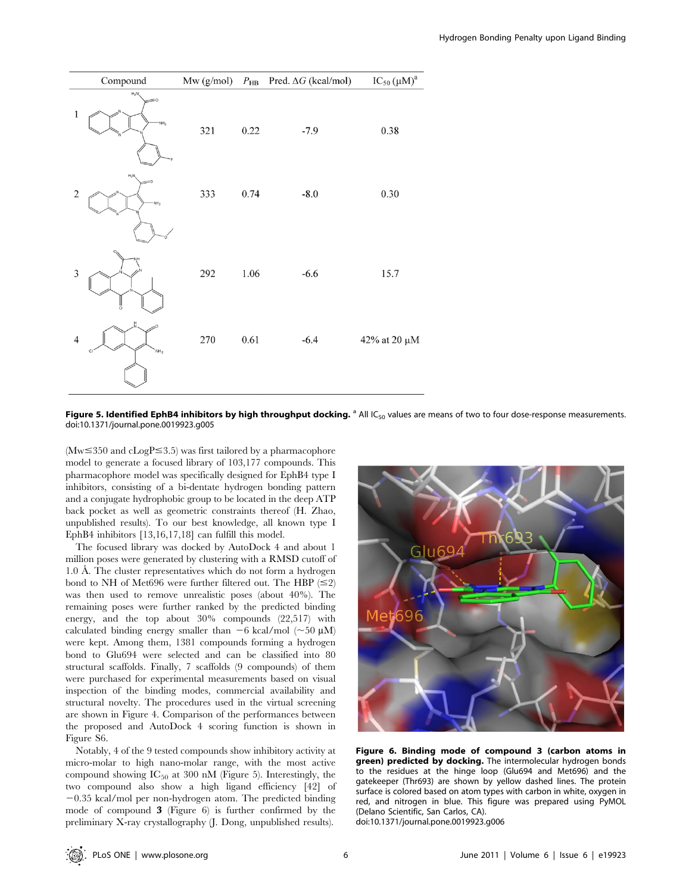| Compound | Mw (g/mol) | $P_{HB}$ | Pred. $\Delta G$ (kcal/mol) | $IC_{50}$ (μM)[a] |
| --- | --- | --- | --- | --- |
| 1 | 321 | 0.22 | -7.9 | 0.38 |
| 2 | 333 | 0.74 | -8.0 | 0.30 |
| 3 | 292 | 1.06 | -6.6 | 15.7 |
| 4 | 270 | 0.61 | -6.4 | 42% at 20 μM |

**Figure 5. Identified EphB4 inhibitors by high throughput docking.** [a] All $IC_{50}$ values are means of two to four dose-response measurements.
doi:10.1371/journal.pone.0019923.g005

(Mw≤350 and cLogP≤3.5) was first tailored by a pharmacophore model to generate a focused library of 103,177 compounds. This pharmacophore model was specifically designed for EphB4 type I inhibitors, consisting of a bi-dentate hydrogen bonding pattern and a conjugate hydrophobic group to be located in the deep ATP back pocket as well as geometric constraints thereof (H. Zhao, unpublished results). To our best knowledge, all known type I EphB4 inhibitors [13,16,17,18] can fulfill this model.

The focused library was docked by AutoDock 4 and about 1 million poses were generated by clustering with a RMSD cutoff of 1.0 Å. The cluster representatives which do not form a hydrogen bond to NH of Met696 were further filtered out. The HBP (≤2) was then used to remove unrealistic poses (about 40%). The remaining poses were further ranked by the predicted binding energy, and the top about 30% compounds (22,517) with calculated binding energy smaller than −6 kcal/mol (~50 μM) were kept. Among them, 1381 compounds forming a hydrogen bond to Glu694 were selected and can be classified into 80 structural scaffolds. Finally, 7 scaffolds (9 compounds) of them were purchased for experimental measurements based on visual inspection of the binding modes, commercial availability and structural novelty. The procedures used in the virtual screening are shown in Figure 4. Comparison of the performances between the proposed and AutoDock 4 scoring function is shown in Figure S6.

Notably, 4 of the 9 tested compounds show inhibitory activity at micro-molar to high nano-molar range, with the most active compound showing $IC_{50}$ at 300 nM (Figure 5). Interestingly, the two compound also show a high ligand efficiency [42] of −0.35 kcal/mol per non-hydrogen atom. The predicted binding mode of compound **3** (Figure 6) is further confirmed by the preliminary X-ray crystallography (J. Dong, unpublished results).

**Figure 6. Binding mode of compound 3 (carbon atoms in green) predicted by docking.** The intermolecular hydrogen bonds to the residues at the hinge loop (Glu694 and Met696) and the gatekeeper (Thr693) are shown by yellow dashed lines. The protein surface is colored based on atom types with carbon in white, oxygen in red, and nitrogen in blue. This figure was prepared using PyMOL (Delano Scientific, San Carlos, CA).
doi:10.1371/journal.pone.0019923.g006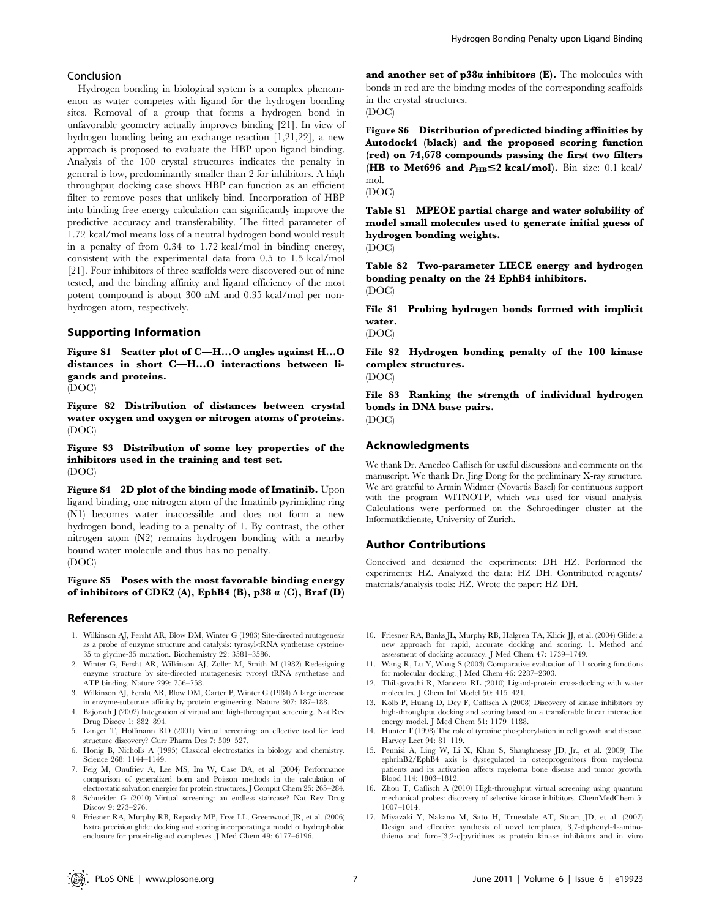## Conclusion

Hydrogen bonding in biological system is a complex phenomenon as water competes with ligand for the hydrogen bonding sites. Removal of a group that forms a hydrogen bond in unfavorable geometry actually improves binding [21]. In view of hydrogen bonding being an exchange reaction [1,21,22], a new approach is proposed to evaluate the HBP upon ligand binding. Analysis of the 100 crystal structures indicates the penalty in general is low, predominantly smaller than 2 for inhibitors. A high throughput docking case shows HBP can function as an efficient filter to remove poses that unlikely bind. Incorporation of HBP into binding free energy calculation can significantly improve the predictive accuracy and transferability. The fitted parameter of 1.72 kcal/mol means loss of a neutral hydrogen bond would result in a penalty of from 0.34 to 1.72 kcal/mol in binding energy, consistent with the experimental data from 0.5 to 1.5 kcal/mol [21]. Four inhibitors of three scaffolds were discovered out of nine tested, and the binding affinity and ligand efficiency of the most potent compound is about 300 nM and 0.35 kcal/mol per non-hydrogen atom, respectively.

## Supporting Information

**Figure S1 Scatter plot of C—H…O angles against H…O distances in short C—H…O interactions between ligands and proteins.**
(DOC)

**Figure S2 Distribution of distances between crystal water oxygen and oxygen or nitrogen atoms of proteins.**
(DOC)

**Figure S3 Distribution of some key properties of the inhibitors used in the training and test set.**
(DOC)

**Figure S4 2D plot of the binding mode of Imatinib.** Upon ligand binding, one nitrogen atom of the Imatinib pyrimidine ring (N1) becomes water inaccessible and does not form a new hydrogen bond, leading to a penalty of 1. By contrast, the other nitrogen atom (N2) remains hydrogen bonding with a nearby bound water molecule and thus has no penalty.
(DOC)

**Figure S5 Poses with the most favorable binding energy of inhibitors of CDK2 (A), EphB4 (B), p38 α (C), Braf (D) and another set of p38α inhibitors (E).** The molecules with bonds in red are the binding modes of the corresponding scaffolds in the crystal structures.
(DOC)

**Figure S6 Distribution of predicted binding affinities by Autodock4 (black) and the proposed scoring function (red) on 74,678 compounds passing the first two filters (HB to Met696 and $P_{HB}\leq 2$ kcal/mol).** Bin size: 0.1 kcal/mol.
(DOC)

**Table S1 MPEOE partial charge and water solubility of model small molecules used to generate initial guess of hydrogen bonding weights.**
(DOC)

**Table S2 Two-parameter LIECE energy and hydrogen bonding penalty on the 24 EphB4 inhibitors.**
(DOC)

**File S1 Probing hydrogen bonds formed with implicit water.**
(DOC)

**File S2 Hydrogen bonding penalty of the 100 kinase complex structures.**
(DOC)

**File S3 Ranking the strength of individual hydrogen bonds in DNA base pairs.**
(DOC)

## Acknowledgments

We thank Dr. Amedeo Caflisch for useful discussions and comments on the manuscript. We thank Dr. Jing Dong for the preliminary X-ray structure. We are grateful to Armin Widmer (Novartis Basel) for continuous support with the program WITNOTP, which was used for visual analysis. Calculations were performed on the Schroedinger cluster at the Informatikdienste, University of Zurich.

## Author Contributions

Conceived and designed the experiments: DH HZ. Performed the experiments: HZ. Analyzed the data: HZ DH. Contributed reagents/materials/analysis tools: HZ. Wrote the paper: HZ DH.

## References

1. Wilkinson AJ, Fersht AR, Blow DM, Winter G (1983) Site-directed mutagenesis as a probe of enzyme structure and catalysis: tyrosyl-tRNA synthetase cysteine-35 to glycine-35 mutation. Biochemistry 22: 3581–3586.
2. Winter G, Fersht AR, Wilkinson AJ, Zoller M, Smith M (1982) Redesigning enzyme structure by site-directed mutagenesis: tyrosyl tRNA synthetase and ATP binding. Nature 299: 756–758.
3. Wilkinson AJ, Fersht AR, Blow DM, Carter P, Winter G (1984) A large increase in enzyme-substrate affinity by protein engineering. Nature 307: 187–188.
4. Bajorath J (2002) Integration of virtual and high-throughput screening. Nat Rev Drug Discov 1: 882–894.
5. Langer T, Hoffmann RD (2001) Virtual screening: an effective tool for lead structure discovery? Curr Pharm Des 7: 509–527.
6. Honig B, Nicholls A (1995) Classical electrostatics in biology and chemistry. Science 268: 1144–1149.
7. Feig M, Onufriev A, Lee MS, Im W, Case DA, et al. (2004) Performance comparison of generalized born and Poisson methods in the calculation of electrostatic solvation energies for protein structures. J Comput Chem 25: 265–284.
8. Schneider G (2010) Virtual screening: an endless staircase? Nat Rev Drug Discov 9: 273–276.
9. Friesner RA, Murphy RB, Repasky MP, Frye LL, Greenwood JR, et al. (2006) Extra precision glide: docking and scoring incorporating a model of hydrophobic enclosure for protein-ligand complexes. J Med Chem 49: 6177–6196.
10. Friesner RA, Banks JL, Murphy RB, Halgren TA, Klicic JJ, et al. (2004) Glide: a new approach for rapid, accurate docking and scoring. 1. Method and assessment of docking accuracy. J Med Chem 47: 1739–1749.
11. Wang R, Lu Y, Wang S (2003) Comparative evaluation of 11 scoring functions for molecular docking. J Med Chem 46: 2287–2303.
12. Thilagavathi R, Mancera RL (2010) Ligand-protein cross-docking with water molecules. J Chem Inf Model 50: 415–421.
13. Kolb P, Huang D, Dey F, Caflisch A (2008) Discovery of kinase inhibitors by high-throughput docking and scoring based on a transferable linear interaction energy model. J Med Chem 51: 1179–1188.
14. Hunter T (1998) The role of tyrosine phosphorylation in cell growth and disease. Harvey Lect 94: 81–119.
15. Pennisi A, Ling W, Li X, Khan S, Shaughnessy JD, Jr., et al. (2009) The ephrinB2/EphB4 axis is dysregulated in osteoprogenitors from myeloma patients and its activation affects myeloma bone disease and tumor growth. Blood 114: 1803–1812.
16. Zhou T, Caflisch A (2010) High-throughput virtual screening using quantum mechanical probes: discovery of selective kinase inhibitors. ChemMedChem 5: 1007–1014.
17. Miyazaki Y, Nakano M, Sato H, Truesdale AT, Stuart JD, et al. (2007) Design and effective synthesis of novel templates, 3,7-diphenyl-4-amino-thieno and furo-[3,2-c]pyridines as protein kinase inhibitors and in vitro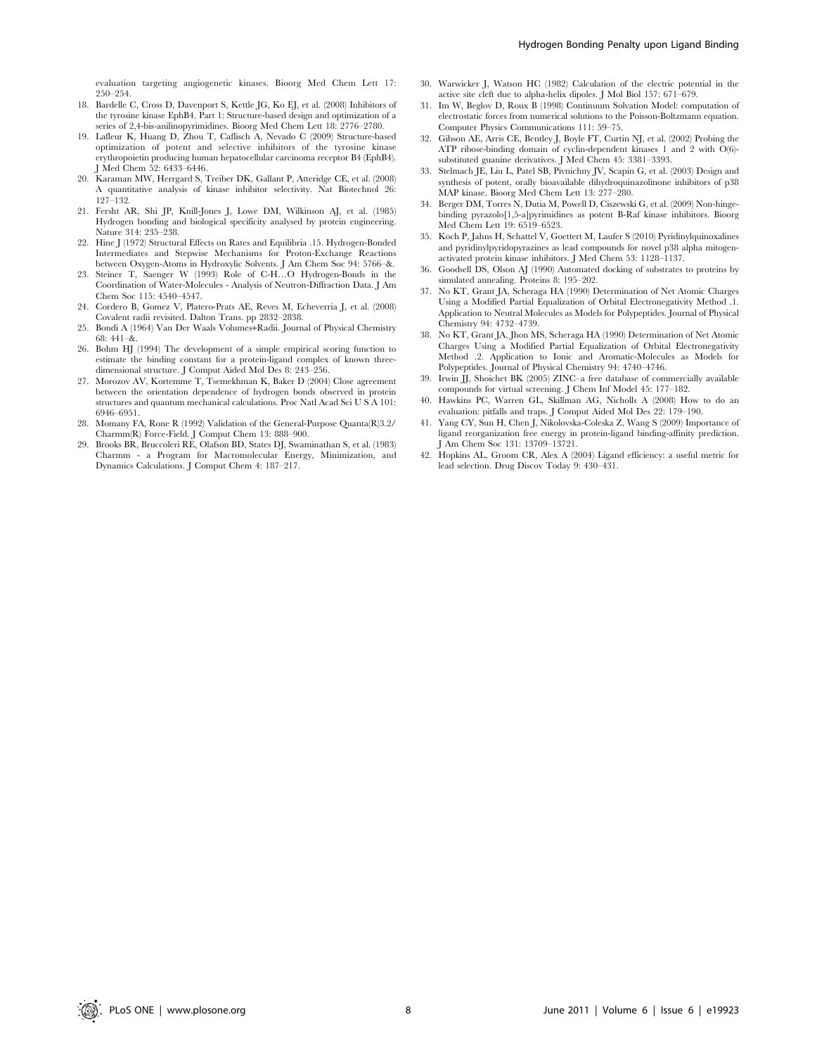evaluation targeting angiogenetic kinases. Bioorg Med Chem Lett 17: 250–254.

18. Bardelle C, Cross D, Davenport S, Kettle JG, Ko EJ, et al. (2008) Inhibitors of the tyrosine kinase EphB4. Part 1: Structure-based design and optimization of a series of 2,4-bis-anilinopyrimidines. Bioorg Med Chem Lett 18: 2776–2780.
19. Lafleur K, Huang D, Zhou T, Caflisch A, Nevado C (2009) Structure-based optimization of potent and selective inhibitors of the tyrosine kinase erythropoietin producing human hepatocellular carcinoma receptor B4 (EphB4). J Med Chem 52: 6433–6446.
20. Karaman MW, Herrgard S, Treiber DK, Gallant P, Atteridge CE, et al. (2008) A quantitative analysis of kinase inhibitor selectivity. Nat Biotechnol 26: 127–132.
21. Fersht AR, Shi JP, Knill-Jones J, Lowe DM, Wilkinson AJ, et al. (1985) Hydrogen bonding and biological specificity analysed by protein engineering. Nature 314: 235–238.
22. Hine J (1972) Structural Effects on Rates and Equilibria .15. Hydrogen-Bonded Intermediates and Stepwise Mechanisms for Proton-Exchange Reactions between Oxygen-Atoms in Hydroxylic Solvents. J Am Chem Soc 94: 5766–&.
23. Steiner T, Saenger W (1993) Role of C-H…O Hydrogen-Bonds in the Coordination of Water-Molecules - Analysis of Neutron-Diffraction Data. J Am Chem Soc 115: 4540–4547.
24. Cordero B, Gomez V, Platero-Prats AE, Reves M, Echeverria J, et al. (2008) Covalent radii revisited. Dalton Trans. pp 2832–2838.
25. Bondi A (1964) Van Der Waals Volumes+Radii. Journal of Physical Chemistry 68: 441–&.
26. Bohm HJ (1994) The development of a simple empirical scoring function to estimate the binding constant for a protein-ligand complex of known three-dimensional structure. J Comput Aided Mol Des 8: 243–256.
27. Morozov AV, Kortemme T, Tsemekhman K, Baker D (2004) Close agreement between the orientation dependence of hydrogen bonds observed in protein structures and quantum mechanical calculations. Proc Natl Acad Sci U S A 101: 6946–6951.
28. Momany FA, Rone R (1992) Validation of the General-Purpose Quanta(R)3.2/Charmm(R) Force-Field. J Comput Chem 13: 888–900.
29. Brooks BR, Bruccoleri RE, Olafson BD, States DJ, Swaminathan S, et al. (1983) Charmm - a Program for Macromolecular Energy, Minimization, and Dynamics Calculations. J Comput Chem 4: 187–217.
30. Warwicker J, Watson HC (1982) Calculation of the electric potential in the active site cleft due to alpha-helix dipoles. J Mol Biol 157: 671–679.
31. Im W, Beglov D, Roux B (1998) Continuum Solvation Model: computation of electrostatic forces from numerical solutions to the Poisson-Boltzmann equation. Computer Physics Communications 111: 59–75.
32. Gibson AE, Arris CE, Bentley J, Boyle FT, Curtin NJ, et al. (2002) Probing the ATP ribose-binding domain of cyclin-dependent kinases 1 and 2 with O(6)-substituted guanine derivatives. J Med Chem 45: 3381–3393.
33. Stelmach JE, Liu L, Patel SB, Pivnichny JV, Scapin G, et al. (2003) Design and synthesis of potent, orally bioavailable dihydroquinazolinone inhibitors of p38 MAP kinase. Bioorg Med Chem Lett 13: 277–280.
34. Berger DM, Torres N, Dutia M, Powell D, Ciszewski G, et al. (2009) Non-hinge-binding pyrazolo[1,5-a]pyrimidines as potent B-Raf kinase inhibitors. Bioorg Med Chem Lett 19: 6519–6523.
35. Koch P, Jahns H, Schattel V, Goettert M, Laufer S (2010) Pyridinylquinoxalines and pyridinylpyridopyrazines as lead compounds for novel p38 alpha mitogen-activated protein kinase inhibitors. J Med Chem 53: 1128–1137.
36. Goodsell DS, Olson AJ (1990) Automated docking of substrates to proteins by simulated annealing. Proteins 8: 195–202.
37. No KT, Grant JA, Scheraga HA (1990) Determination of Net Atomic Charges Using a Modified Partial Equalization of Orbital Electronegativity Method .1. Application to Neutral Molecules as Models for Polypeptides. Journal of Physical Chemistry 94: 4732–4739.
38. No KT, Grant JA, Jhon MS, Scheraga HA (1990) Determination of Net Atomic Charges Using a Modified Partial Equalization of Orbital Electronegativity Method .2. Application to Ionic and Aromatic-Molecules as Models for Polypeptides. Journal of Physical Chemistry 94: 4740–4746.
39. Irwin JJ, Shoichet BK (2005) ZINC–a free database of commercially available compounds for virtual screening. J Chem Inf Model 45: 177–182.
40. Hawkins PC, Warren GL, Skillman AG, Nicholls A (2008) How to do an evaluation: pitfalls and traps. J Comput Aided Mol Des 22: 179–190.
41. Yang CY, Sun H, Chen J, Nikolovska-Coleska Z, Wang S (2009) Importance of ligand reorganization free energy in protein-ligand binding-affinity prediction. J Am Chem Soc 131: 13709–13721.
42. Hopkins AL, Groom CR, Alex A (2004) Ligand efficiency: a useful metric for lead selection. Drug Discov Today 9: 430–431.